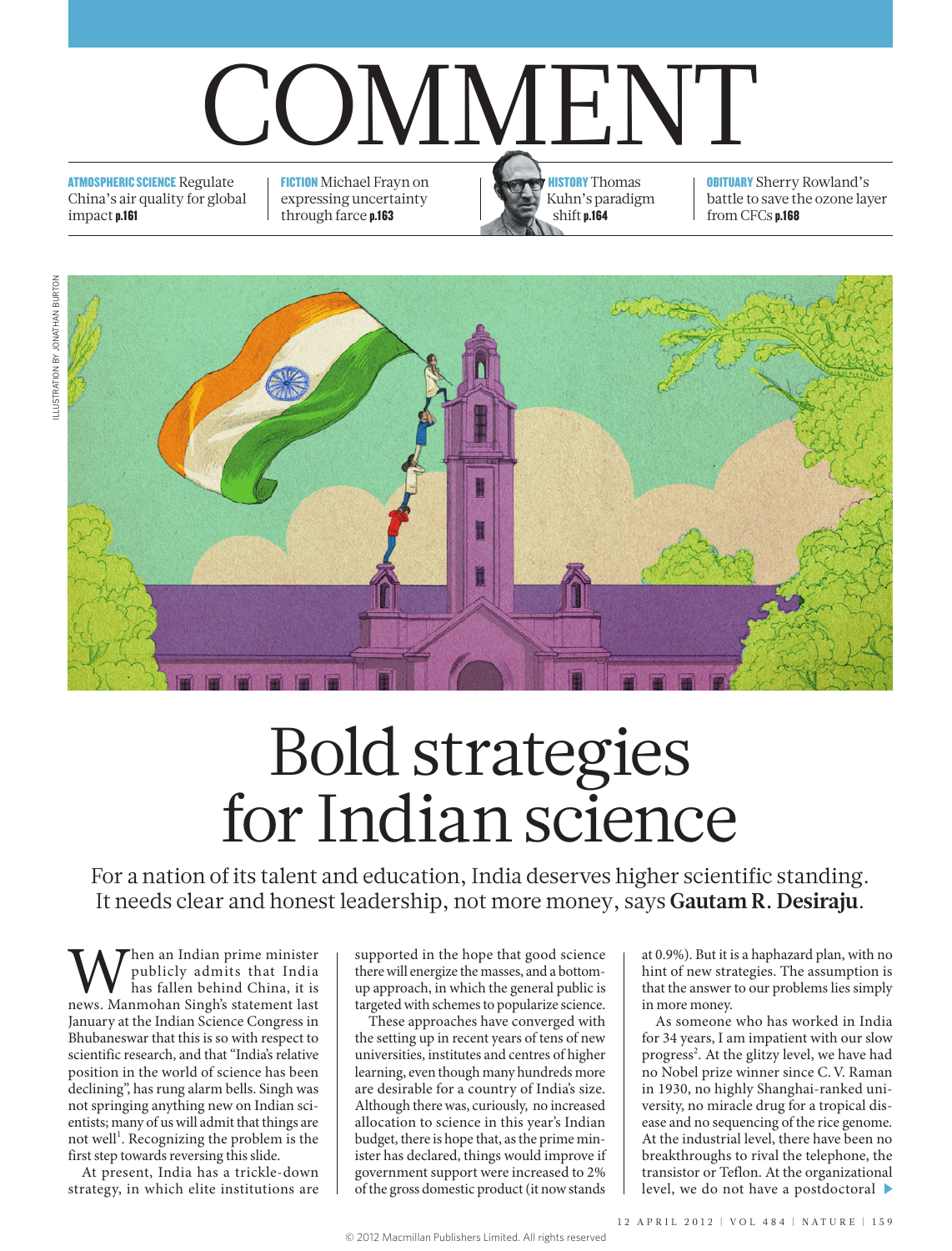# COMMENT

**ATMOSPHERIC SCIENCE** Regulate China's air quality for global impact **p.161**

**FICTION** Michael Frayn on expressing uncertainty through farce **p.163**

**HISTORY** Thomas Kuhn's paradigm shift **p.164**

**OBITUARY** Sherry Rowland's battle to save the ozone layer from CFCs **p.168**

ILLUSTRATION BY JONATHAN BURTON

# Bold strategies for Indian science

For a nation of its talent and education, India deserves higher scientific standing. It needs clear and honest leadership, not more money, says **Gautam R. Desiraju**.

When an Indian prime minister publicly admits that India has fallen behind China, it is news. Manmohan Singh's statement last January at the Indian Science Congress in Bhubaneswar that this is so with respect to scientific research, and that "India's relative position in the world of science has been declining", has rung alarm bells. Singh was not springing anything new on Indian scientists; many of us will admit that things are not well[1]. Recognizing the problem is the first step towards reversing this slide.

At present, India has a trickle-down strategy, in which elite institutions are supported in the hope that good science there will energize the masses, and a bottom-up approach, in which the general public is targeted with schemes to popularize science.

These approaches have converged with the setting up in recent years of tens of new universities, institutes and centres of higher learning, even though many hundreds more are desirable for a country of India's size. Although there was, curiously, no increased allocation to science in this year's Indian budget, there is hope that, as the prime minister has declared, things would improve if government support were increased to 2% of the gross domestic product (it now stands at 0.9%). But it is a haphazard plan, with no hint of new strategies. The assumption is that the answer to our problems lies simply in more money.

As someone who has worked in India for 34 years, I am impatient with our slow progress[2]. At the glitzy level, we have had no Nobel prize winner since C. V. Raman in 1930, no highly Shanghai-ranked university, no miracle drug for a tropical disease and no sequencing of the rice genome. At the industrial level, there have been no breakthroughs to rival the telephone, the transistor or Teflon. At the organizational level, we do not have a postdoctoral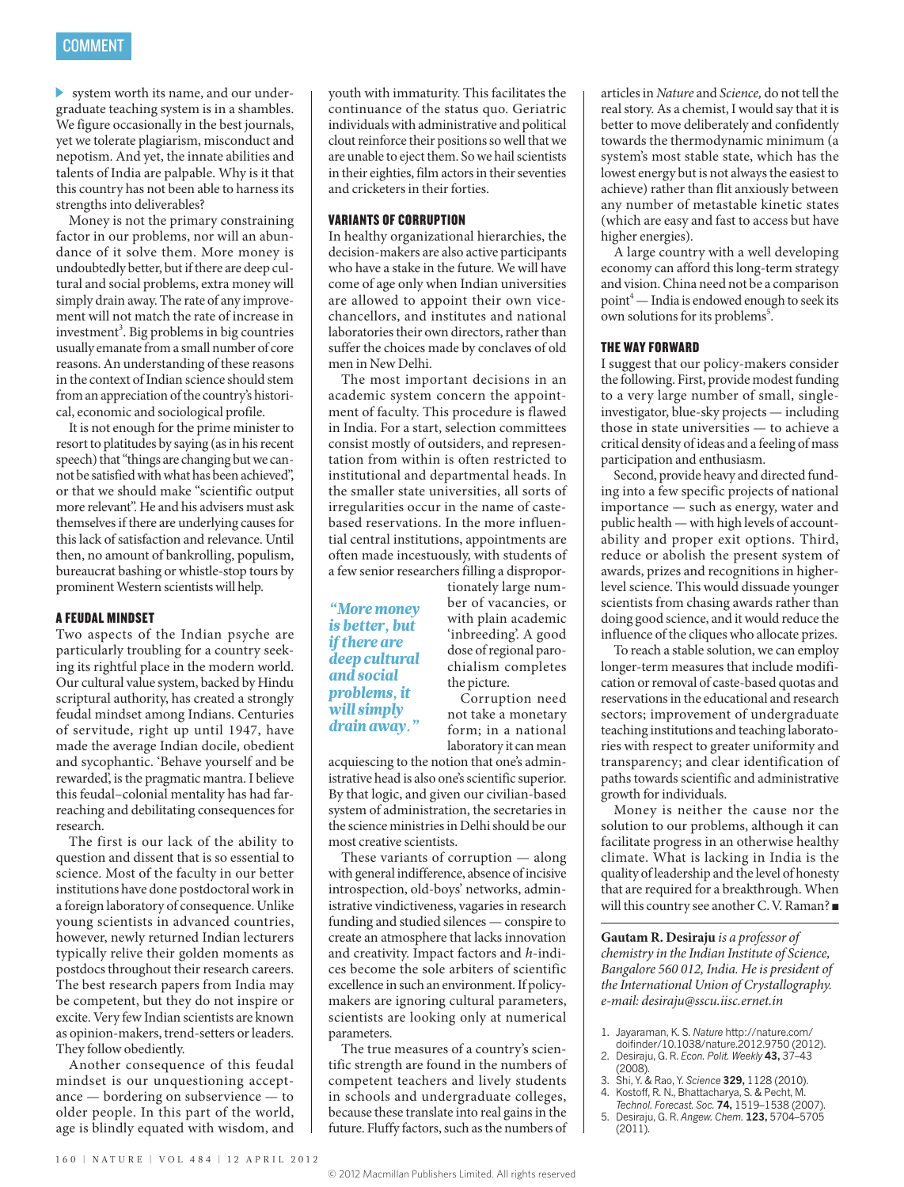system worth its name, and our undergraduate teaching system is in a shambles. We figure occasionally in the best journals, yet we tolerate plagiarism, misconduct and nepotism. And yet, the innate abilities and talents of India are palpable. Why is it that this country has not been able to harness its strengths into deliverables?

Money is not the primary constraining factor in our problems, nor will an abundance of it solve them. More money is undoubtedly better, but if there are deep cultural and social problems, extra money will simply drain away. The rate of any improvement will not match the rate of increase in investment[3]. Big problems in big countries usually emanate from a small number of core reasons. An understanding of these reasons in the context of Indian science should stem from an appreciation of the country's historical, economic and sociological profile.

It is not enough for the prime minister to resort to platitudes by saying (as in his recent speech) that "things are changing but we cannot be satisfied with what has been achieved", or that we should make "scientific output more relevant". He and his advisers must ask themselves if there are underlying causes for this lack of satisfaction and relevance. Until then, no amount of bankrolling, populism, bureaucrat bashing or whistle-stop tours by prominent Western scientists will help.

## A FEUDAL MINDSET

Two aspects of the Indian psyche are particularly troubling for a country seeking its rightful place in the modern world. Our cultural value system, backed by Hindu scriptural authority, has created a strongly feudal mindset among Indians. Centuries of servitude, right up until 1947, have made the average Indian docile, obedient and sycophantic. 'Behave yourself and be rewarded', is the pragmatic mantra. I believe this feudal–colonial mentality has had far-reaching and debilitating consequences for research.

The first is our lack of the ability to question and dissent that is so essential to science. Most of the faculty in our better institutions have done postdoctoral work in a foreign laboratory of consequence. Unlike young scientists in advanced countries, however, newly returned Indian lecturers typically relive their golden moments as postdocs throughout their research careers. The best research papers from India may be competent, but they do not inspire or excite. Very few Indian scientists are known as opinion-makers, trend-setters or leaders. They follow obediently.

Another consequence of this feudal mindset is our unquestioning acceptance — bordering on subservience — to older people. In this part of the world, age is blindly equated with wisdom, and youth with immaturity. This facilitates the continuance of the status quo. Geriatric individuals with administrative and political clout reinforce their positions so well that we are unable to eject them. So we hail scientists in their eighties, film actors in their seventies and cricketers in their forties.

## VARIANTS OF CORRUPTION

In healthy organizational hierarchies, the decision-makers are also active participants who have a stake in the future. We will have come of age only when Indian universities are allowed to appoint their own vice-chancellors, and institutes and national laboratories their own directors, rather than suffer the choices made by conclaves of old men in New Delhi.

The most important decisions in an academic system concern the appointment of faculty. This procedure is flawed in India. For a start, selection committees consist mostly of outsiders, and representation from within is often restricted to institutional and departmental heads. In the smaller state universities, all sorts of irregularities occur in the name of caste-based reservations. In the more influential central institutions, appointments are often made incestuously, with students of a few senior researchers filling a disproportionately large number of vacancies, or with plain academic 'inbreeding'. A good dose of regional parochialism completes the picture.

*"More money is better, but if there are deep cultural and social problems, it will simply drain away."*

Corruption need not take a monetary form; in a national laboratory it can mean acquiescing to the notion that one's administrative head is also one's scientific superior. By that logic, and given our civilian-based system of administration, the secretaries in the science ministries in Delhi should be our most creative scientists.

These variants of corruption — along with general indifference, absence of incisive introspection, old-boys' networks, administrative vindictiveness, vagaries in research funding and studied silences — conspire to create an atmosphere that lacks innovation and creativity. Impact factors and *h*-indices become the sole arbiters of scientific excellence in such an environment. If policy-makers are ignoring cultural parameters, scientists are looking only at numerical parameters.

The true measures of a country's scientific strength are found in the numbers of competent teachers and lively students in schools and undergraduate colleges, because these translate into real gains in the future. Fluffy factors, such as the numbers of articles in *Nature* and *Science*, do not tell the real story. As a chemist, I would say that it is better to move deliberately and confidently towards the thermodynamic minimum (a system's most stable state, which has the lowest energy but is not always the easiest to achieve) rather than flit anxiously between any number of metastable kinetic states (which are easy and fast to access but have higher energies).

A large country with a well developing economy can afford this long-term strategy and vision. China need not be a comparison point[4] — India is endowed enough to seek its own solutions for its problems[5].

## THE WAY FORWARD

I suggest that our policy-makers consider the following. First, provide modest funding to a very large number of small, single-investigator, blue-sky projects — including those in state universities — to achieve a critical density of ideas and a feeling of mass participation and enthusiasm.

Second, provide heavy and directed funding into a few specific projects of national importance — such as energy, water and public health — with high levels of accountability and proper exit options. Third, reduce or abolish the present system of awards, prizes and recognitions in higher-level science. This would dissuade younger scientists from chasing awards rather than doing good science, and it would reduce the influence of the cliques who allocate prizes.

To reach a stable solution, we can employ longer-term measures that include modification or removal of caste-based quotas and reservations in the educational and research sectors; improvement of undergraduate teaching institutions and teaching laboratories with respect to greater uniformity and transparency; and clear identification of paths towards scientific and administrative growth for individuals.

Money is neither the cause nor the solution to our problems, although it can facilitate progress in an otherwise healthy climate. What is lacking in India is the quality of leadership and the level of honesty that are required for a breakthrough. When will this country see another C. V. Raman? ■

**Gautam R. Desiraju** *is a professor of chemistry in the Indian Institute of Science, Bangalore 560 012, India. He is president of the International Union of Crystallography. e-mail: desiraju@sscu.iisc.ernet.in*

1. Jayaraman, K. S. *Nature* http://nature.com/doifinder/10.1038/nature.2012.9750 (2012).
2. Desiraju, G. R. *Econ. Polit. Weekly* **43,** 37–43 (2008).
3. Shi, Y. & Rao, Y. *Science* **329,** 1128 (2010).
4. Kostoff, R. N., Bhattacharya, S. & Pecht, M. *Technol. Forecast. Soc.* **74,** 1519–1538 (2007).
5. Desiraju, G. R. *Angew. Chem.* **123,** 5704–5705 (2011).